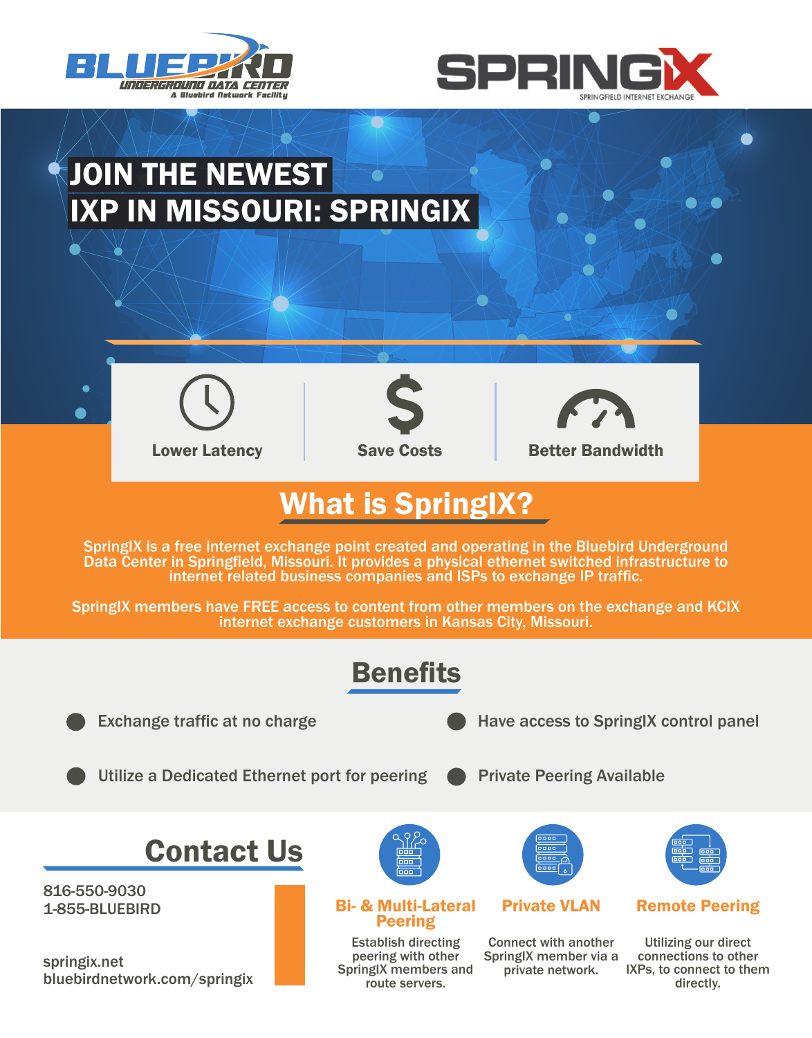BLUEBIRD UNDERGROUND DATA CENTER
A Bluebird Network Facility

SPRINGIX
SPRINGFIELD INTERNET EXCHANGE

# JOIN THE NEWEST IXP IN MISSOURI: SPRINGIX

Lower Latency

Save Costs

Better Bandwidth

## What is SpringIX?

SpringIX is a free internet exchange point created and operating in the Bluebird Underground Data Center in Springfield, Missouri. It provides a physical ethernet switched infrastructure to internet related business companies and ISPs to exchange IP traffic.

SpringIX members have FREE access to content from other members on the exchange and KCIX internet exchange customers in Kansas City, Missouri.

## Benefits

- Exchange traffic at no charge
- Have access to SpringIX control panel
- Utilize a Dedicated Ethernet port for peering
- Private Peering Available

## Contact Us

816-550-9030
1-855-BLUEBIRD

springix.net
bluebirdnetwork.com/springix

### Bi- & Multi-Lateral Peering

Establish directing peering with other SpringIX members and route servers.

### Private VLAN

Connect with another SpringIX member via a private network.

### Remote Peering

Utilizing our direct connections to other IXPs, to connect to them directly.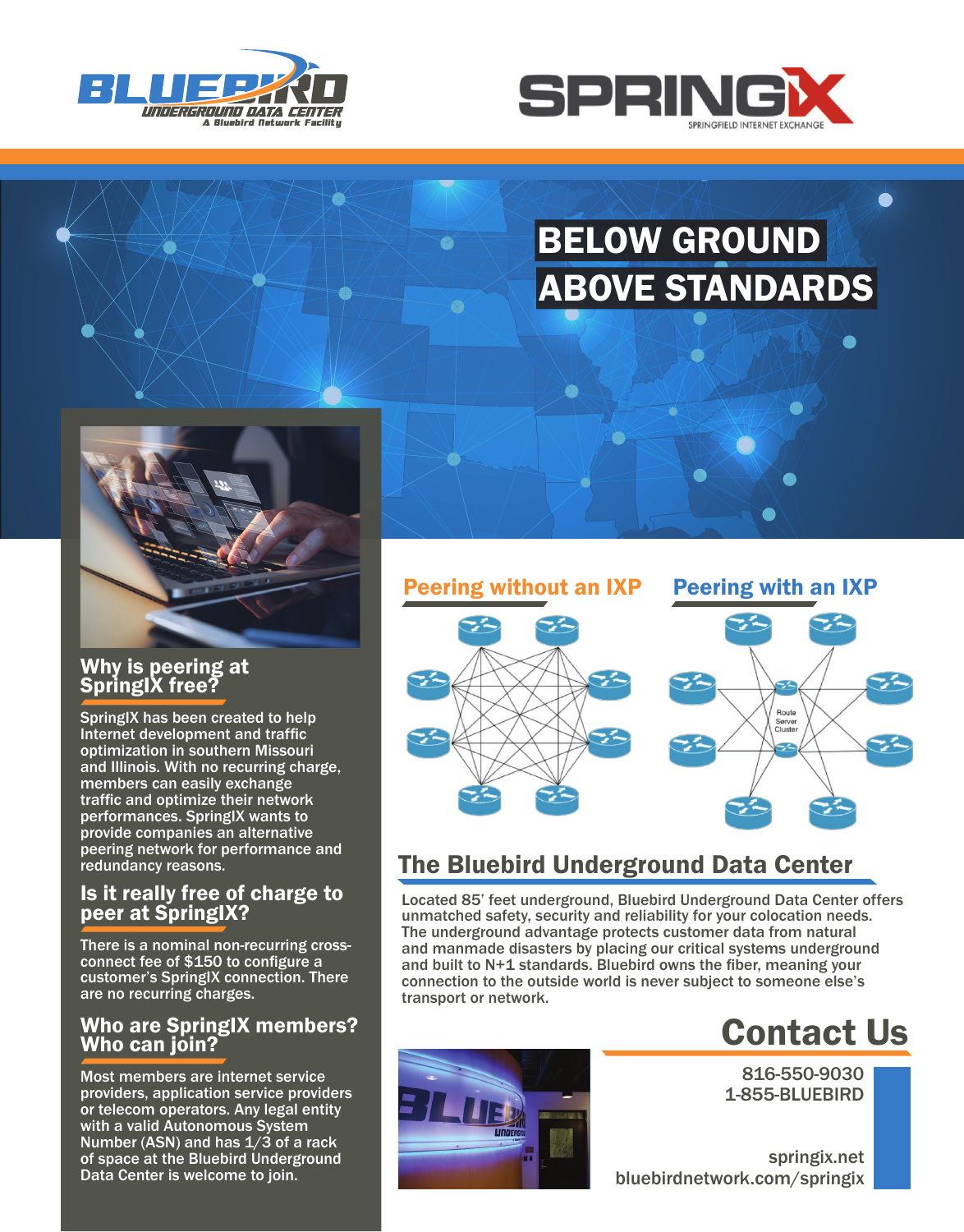BLUEBIRD UNDERGROUND DATA CENTER
A Bluebird Network Facility

SPRINGIX
SPRINGFIELD INTERNET EXCHANGE

# BELOW GROUND ABOVE STANDARDS

## Why is peering at SpringIX free?

SpringIX has been created to help Internet development and traffic optimization in southern Missouri and Illinois. With no recurring charge, members can easily exchange traffic and optimize their network performances. SpringIX wants to provide companies an alternative peering network for performance and redundancy reasons.

## Is it really free of charge to peer at SpringIX?

There is a nominal non-recurring cross-connect fee of $150 to configure a customer's SpringIX connection. There are no recurring charges.

## Who are SpringIX members? Who can join?

Most members are internet service providers, application service providers or telecom operators. Any legal entity with a valid Autonomous System Number (ASN) and has 1/3 of a rack of space at the Bluebird Underground Data Center is welcome to join.

## Peering without an IXP

## Peering with an IXP

Route Server Cluster

## The Bluebird Underground Data Center

Located 85' feet underground, Bluebird Underground Data Center offers unmatched safety, security and reliability for your colocation needs. The underground advantage protects customer data from natural and manmade disasters by placing our critical systems underground and built to N+1 standards. Bluebird owns the fiber, meaning your connection to the outside world is never subject to someone else's transport or network.

## Contact Us

816-550-9030
1-855-BLUEBIRD

springix.net
bluebirdnetwork.com/springix